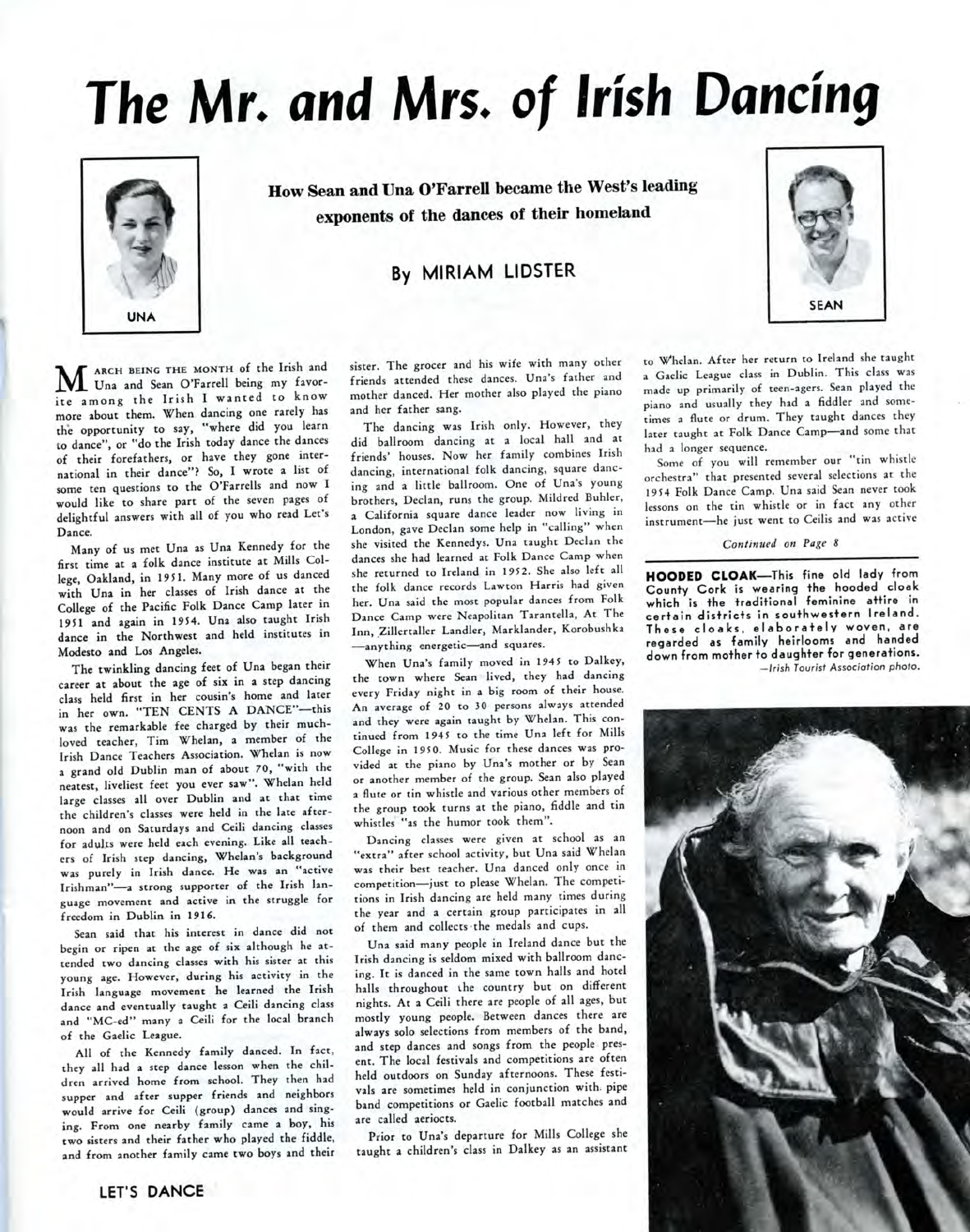# The Mr. and Mrs. of Irish Dancing

**How Sean and Una O'Farrell became the West's leading exponents of the dances of their homeland**

### By MIRIAM LIDSTER

UNA

SEAN

March being the month of the Irish and Una and Sean O'Farrell being my favorite among the Irish I wanted to know more about them. When dancing one rarely has the opportunity to say, "where did you learn to dance", or "do the Irish today dance the dances of their forefathers, or have they gone international in their dance"? So, I wrote a list of some ten questions to the O'Farrells and now I would like to share part of the seven pages of delightful answers with all of you who read Let's Dance.

Many of us met Una as Una Kennedy for the first time at a folk dance institute at Mills College, Oakland, in 1951. Many more of us danced with Una in her classes of Irish dance at the College of the Pacific Folk Dance Camp later in 1951 and again in 1954. Una also taught Irish dance in the Northwest and held institutes in Modesto and Los Angeles.

The twinkling dancing feet of Una began their career at about the age of six in a step dancing class held first in her cousin's home and later in her own. "TEN CENTS A DANCE"—this was the remarkable fee charged by their much-loved teacher, Tim Whelan, a member of the Irish Dance Teachers Association. Whelan is now a grand old Dublin man of about 70, "with the neatest, liveliest feet you ever saw". Whelan held large classes all over Dublin and at that time the children's classes were held in the late afternoon and on Saturdays and Ceili dancing classes for adults were held each evening. Like all teachers of Irish step dancing, Whelan's background was purely in Irish dance. He was an "active Irishman"—a strong supporter of the Irish language movement and active in the struggle for freedom in Dublin in 1916.

Sean said that his interest in dance did not begin or ripen at the age of six although he attended two dancing classes with his sister at this young age. However, during his activity in the Irish language movement he learned the Irish dance and eventually taught a Ceili dancing class and "MC-ed" many a Ceili for the local branch of the Gaelic League.

All of the Kennedy family danced. In fact, they all had a step dance lesson when the children arrived home from school. They then had supper and after supper friends and neighbors would arrive for Ceili (group) dances and singing. From one nearby family came a boy, his two sisters and their father who played the fiddle, and from another family came two boys and their sister. The grocer and his wife with many other friends attended these dances. Una's father and mother danced. Her mother also played the piano and her father sang.

The dancing was Irish only. However, they did ballroom dancing at a local hall and at friends' houses. Now her family combines Irish dancing, international folk dancing, square dancing and a little ballroom. One of Una's young brothers, Declan, runs the group. Mildred Buhler, a California square dance leader now living in London, gave Declan some help in "calling" when she visited the Kennedys. Una taught Declan the dances she had learned at Folk Dance Camp when she returned to Ireland in 1952. She also left all the folk dance records Lawton Harris had given her. Una said the most popular dances from Folk Dance Camp were Neapolitan Tarantella, At The Inn, Zillertaller Landler, Marklander, Korobushka—anything energetic—and squares.

When Una's family moved in 1945 to Dalkey, the town where Sean lived, they had dancing every Friday night in a big room of their house. An average of 20 to 30 persons always attended and they were again taught by Whelan. This continued from 1945 to the time Una left for Mills College in 1950. Music for these dances was provided at the piano by Una's mother or by Sean or another member of the group. Sean also played a flute or tin whistle and various other members of the group took turns at the piano, fiddle and tin whistles "as the humor took them".

Dancing classes were given at school as an "extra" after school activity, but Una said Whelan was their best teacher. Una danced only once in competition—just to please Whelan. The competitions in Irish dancing are held many times during the year and a certain group participates in all of them and collects the medals and cups.

Una said many people in Ireland dance but the Irish dancing is seldom mixed with ballroom dancing. It is danced in the same town halls and hotel halls throughout the country but on different nights. At a Ceili there are people of all ages, but mostly young people. Between dances there are always solo selections from members of the band, and step dances and songs from the people present. The local festivals and competitions are often held outdoors on Sunday afternoons. These festivals are sometimes held in conjunction with pipe band competitions or Gaelic football matches and are called aeriocts.

Prior to Una's departure for Mills College she taught a children's class in Dalkey as an assistant to Whelan. After her return to Ireland she taught a Gaelic League class in Dublin. This class was made up primarily of teen-agers. Sean played the piano and usually they had a fiddler and sometimes a flute or drum. They taught dances they later taught at Folk Dance Camp—and some that had a longer sequence.

Some of you will remember our "tin whistle orchestra" that presented several selections at the 1954 Folk Dance Camp. Una said Sean never took lessons on the tin whistle or in fact any other instrument—he just went to Ceilis and was active

*Continued on Page 8*

**HOODED CLOAK—This fine old lady from County Cork is wearing the hooded cloak which is the traditional feminine attire in certain districts in southwestern Ireland. These cloaks, elaborately woven, are regarded as family heirlooms and handed down from mother to daughter for generations.**
*—Irish Tourist Association photo.*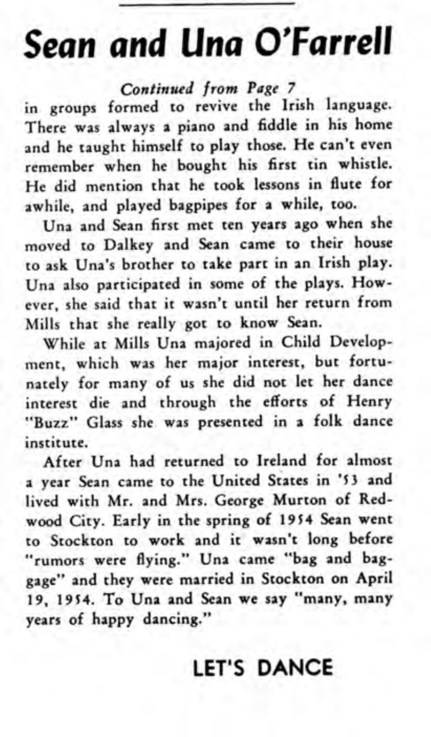# Sean and Una O'Farrell

*Continued from Page 7*

in groups formed to revive the Irish language. There was always a piano and fiddle in his home and he taught himself to play those. He can't even remember when he bought his first tin whistle. He did mention that he took lessons in flute for awhile, and played bagpipes for a while, too.

Una and Sean first met ten years ago when she moved to Dalkey and Sean came to their house to ask Una's brother to take part in an Irish play. Una also participated in some of the plays. However, she said that it wasn't until her return from Mills that she really got to know Sean.

While at Mills Una majored in Child Development, which was her major interest, but fortunately for many of us she did not let her dance interest die and through the efforts of Henry "Buzz" Glass she was presented in a folk dance institute.

After Una had returned to Ireland for almost a year Sean came to the United States in '53 and lived with Mr. and Mrs. George Murton of Redwood City. Early in the spring of 1954 Sean went to Stockton to work and it wasn't long before "rumors were flying." Una came "bag and baggage" and they were married in Stockton on April 19, 1954. To Una and Sean we say "many, many years of happy dancing."